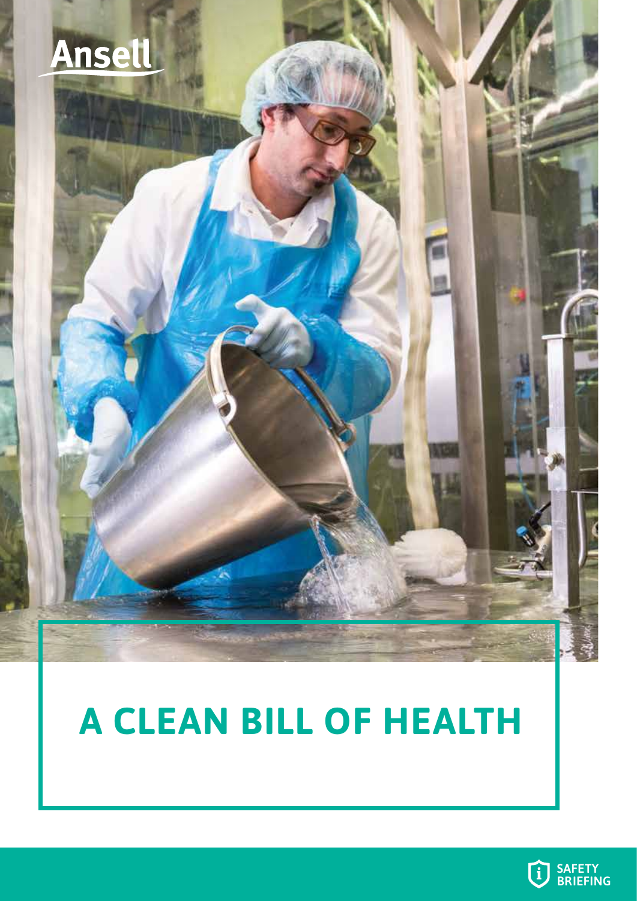Ansell

# A CLEAN BILL OF HEALTH

SAFETY BRIEFING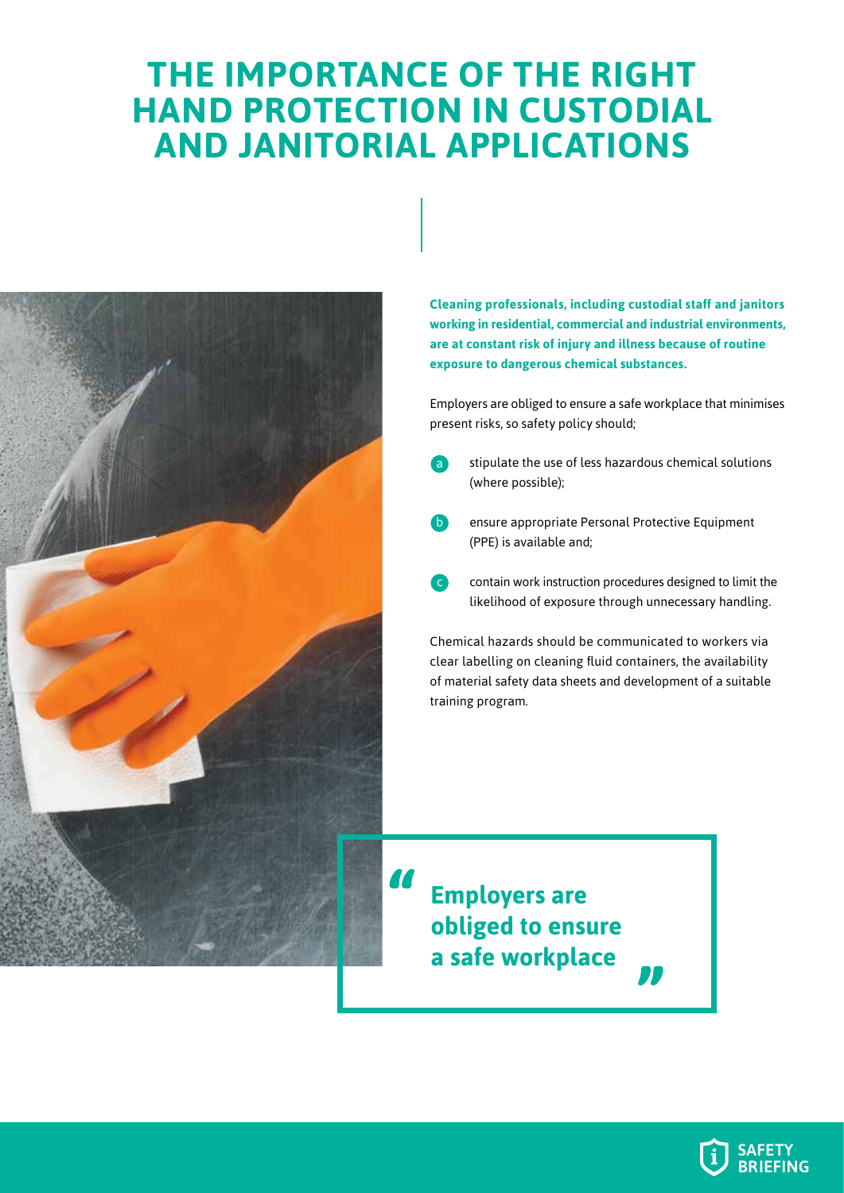# THE IMPORTANCE OF THE RIGHT HAND PROTECTION IN CUSTODIAL AND JANITORIAL APPLICATIONS

**Cleaning professionals, including custodial staff and janitors working in residential, commercial and industrial environments, are at constant risk of injury and illness because of routine exposure to dangerous chemical substances.**

Employers are obliged to ensure a safe workplace that minimises present risks, so safety policy should;

- a) stipulate the use of less hazardous chemical solutions (where possible);
- b) ensure appropriate Personal Protective Equipment (PPE) is available and;
- c) contain work instruction procedures designed to limit the likelihood of exposure through unnecessary handling.

Chemical hazards should be communicated to workers via clear labelling on cleaning fluid containers, the availability of material safety data sheets and development of a suitable training program.

> **"Employers are obliged to ensure a safe workplace"**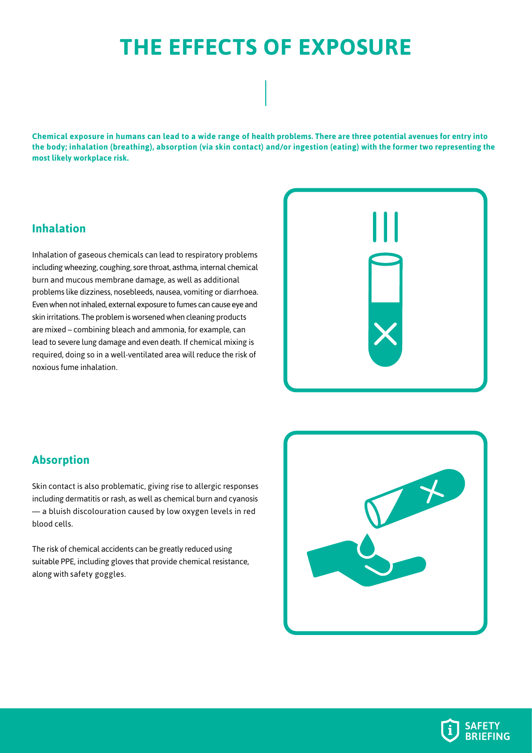# THE EFFECTS OF EXPOSURE

**Chemical exposure in humans can lead to a wide range of health problems. There are three potential avenues for entry into the body; inhalation (breathing), absorption (via skin contact) and/or ingestion (eating) with the former two representing the most likely workplace risk.**

## Inhalation

Inhalation of gaseous chemicals can lead to respiratory problems including wheezing, coughing, sore throat, asthma, internal chemical burn and mucous membrane damage, as well as additional problems like dizziness, nosebleeds, nausea, vomiting or diarrhoea. Even when not inhaled, external exposure to fumes can cause eye and skin irritations. The problem is worsened when cleaning products are mixed – combining bleach and ammonia, for example, can lead to severe lung damage and even death. If chemical mixing is required, doing so in a well-ventilated area will reduce the risk of noxious fume inhalation.

## Absorption

Skin contact is also problematic, giving rise to allergic responses including dermatitis or rash, as well as chemical burn and cyanosis — a bluish discolouration caused by low oxygen levels in red blood cells.

The risk of chemical accidents can be greatly reduced using suitable PPE, including gloves that provide chemical resistance, along with safety goggles.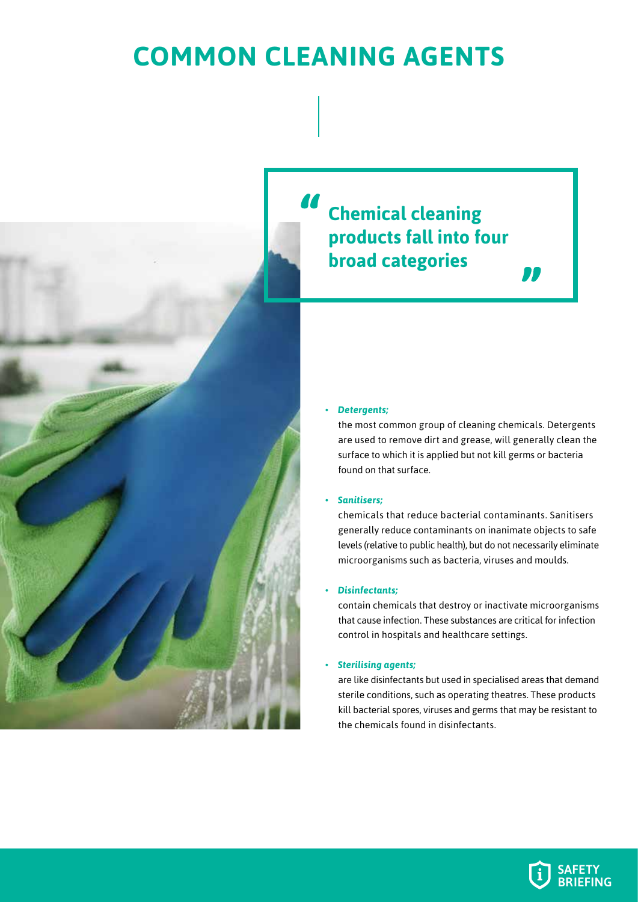# COMMON CLEANING AGENTS

> **Chemical cleaning products fall into four broad categories**

- ***Detergents;***

  the most common group of cleaning chemicals. Detergents are used to remove dirt and grease, will generally clean the surface to which it is applied but not kill germs or bacteria found on that surface.

- ***Sanitisers;***

  chemicals that reduce bacterial contaminants. Sanitisers generally reduce contaminants on inanimate objects to safe levels (relative to public health), but do not necessarily eliminate microorganisms such as bacteria, viruses and moulds.

- ***Disinfectants;***

  contain chemicals that destroy or inactivate microorganisms that cause infection. These substances are critical for infection control in hospitals and healthcare settings.

- ***Sterilising agents;***

  are like disinfectants but used in specialised areas that demand sterile conditions, such as operating theatres. These products kill bacterial spores, viruses and germs that may be resistant to the chemicals found in disinfectants.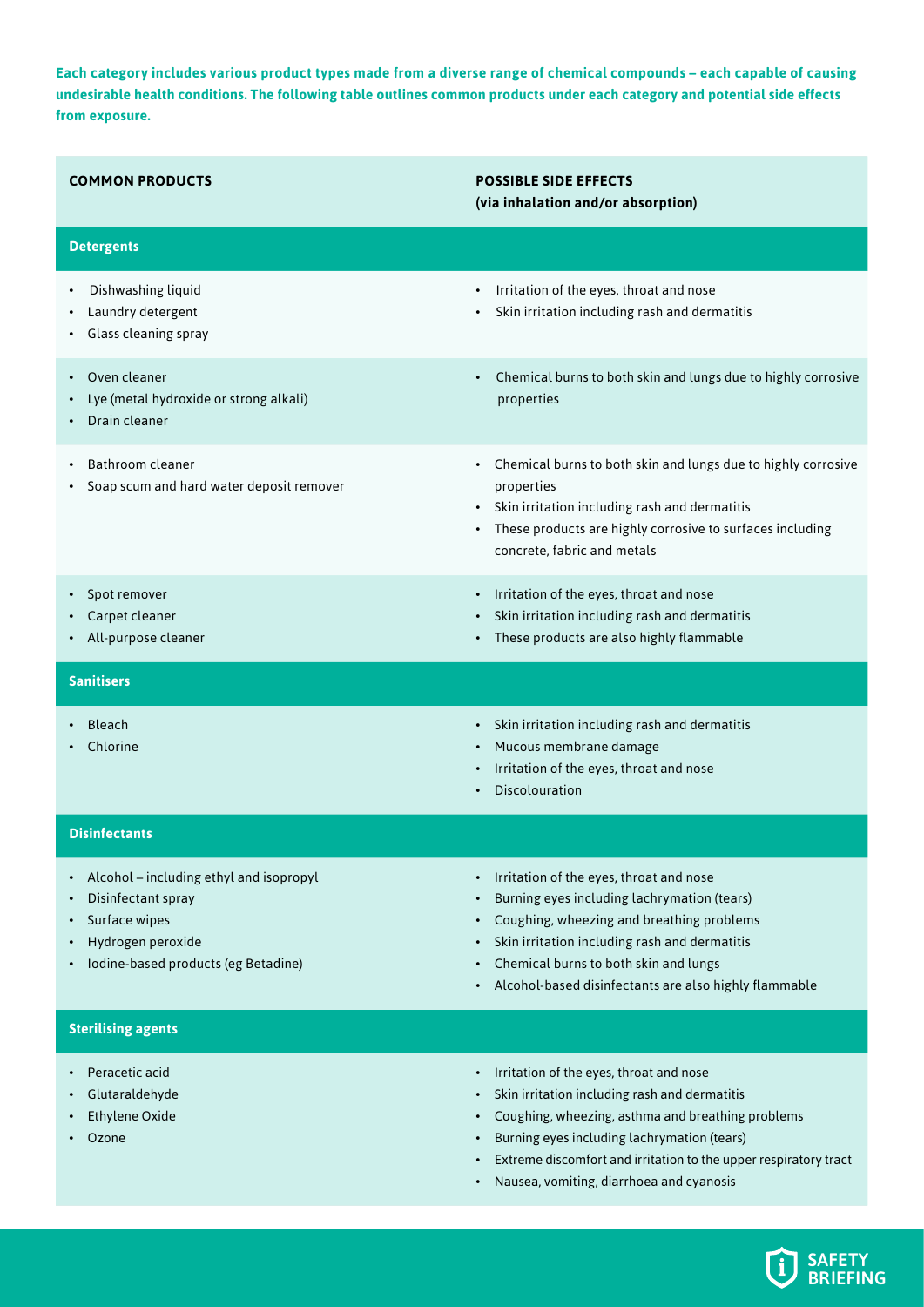**Each category includes various product types made from a diverse range of chemical compounds – each capable of causing undesirable health conditions. The following table outlines common products under each category and potential side effects from exposure.**

| COMMON PRODUCTS | POSSIBLE SIDE EFFECTS (via inhalation and/or absorption) |
| --- | --- |
| **Detergents** | |
| • Dishwashing liquid<br>• Laundry detergent<br>• Glass cleaning spray | • Irritation of the eyes, throat and nose<br>• Skin irritation including rash and dermatitis |
| • Oven cleaner<br>• Lye (metal hydroxide or strong alkali)<br>• Drain cleaner | • Chemical burns to both skin and lungs due to highly corrosive properties |
| • Bathroom cleaner<br>• Soap scum and hard water deposit remover | • Chemical burns to both skin and lungs due to highly corrosive properties<br>• Skin irritation including rash and dermatitis<br>• These products are highly corrosive to surfaces including concrete, fabric and metals |
| • Spot remover<br>• Carpet cleaner<br>• All-purpose cleaner | • Irritation of the eyes, throat and nose<br>• Skin irritation including rash and dermatitis<br>• These products are also highly flammable |
| **Sanitisers** | |
| • Bleach<br>• Chlorine | • Skin irritation including rash and dermatitis<br>• Mucous membrane damage<br>• Irritation of the eyes, throat and nose<br>• Discolouration |
| **Disinfectants** | |
| • Alcohol – including ethyl and isopropyl<br>• Disinfectant spray<br>• Surface wipes<br>• Hydrogen peroxide<br>• Iodine-based products (eg Betadine) | • Irritation of the eyes, throat and nose<br>• Burning eyes including lachrymation (tears)<br>• Coughing, wheezing and breathing problems<br>• Skin irritation including rash and dermatitis<br>• Chemical burns to both skin and lungs<br>• Alcohol-based disinfectants are also highly flammable |
| **Sterilising agents** | |
| • Peracetic acid<br>• Glutaraldehyde<br>• Ethylene Oxide<br>• Ozone | • Irritation of the eyes, throat and nose<br>• Skin irritation including rash and dermatitis<br>• Coughing, wheezing, asthma and breathing problems<br>• Burning eyes including lachrymation (tears)<br>• Extreme discomfort and irritation to the upper respiratory tract<br>• Nausea, vomiting, diarrhoea and cyanosis |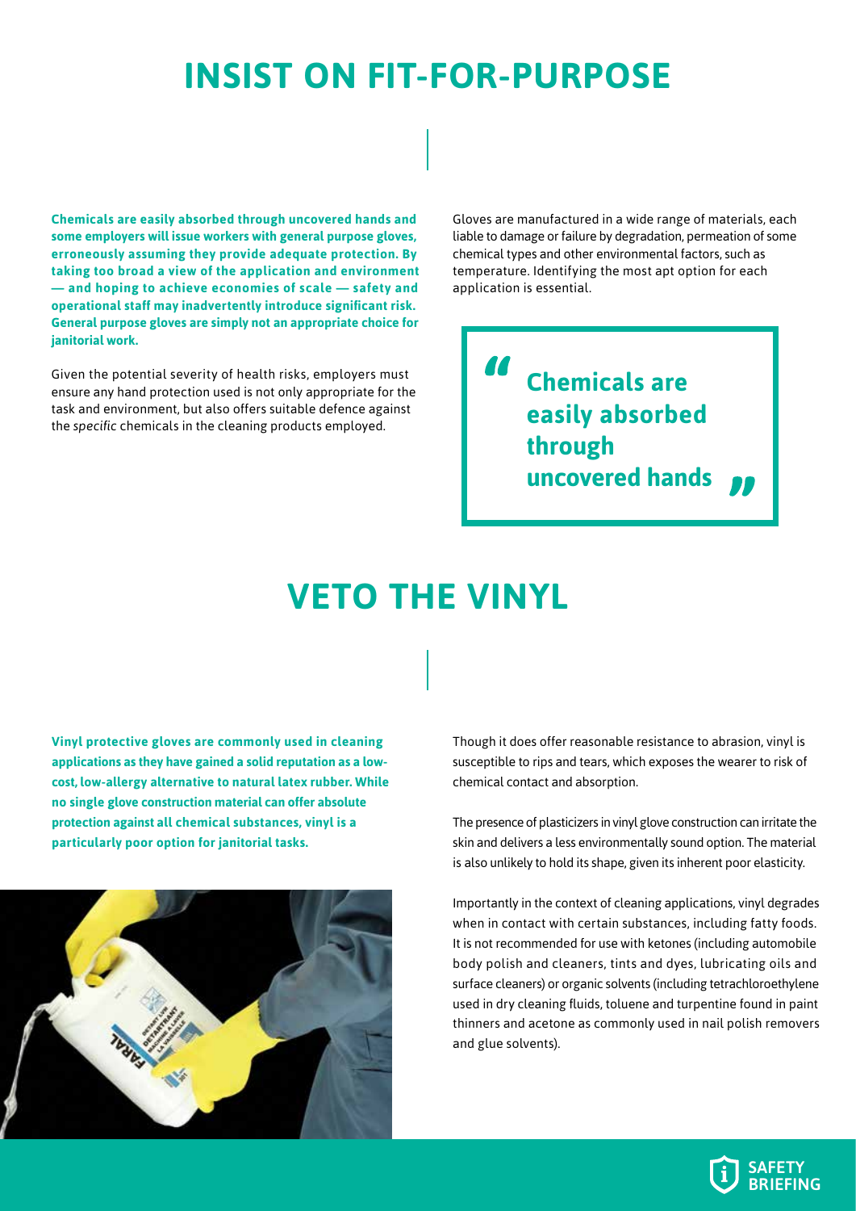# INSIST ON FIT-FOR-PURPOSE

**Chemicals are easily absorbed through uncovered hands and some employers will issue workers with general purpose gloves, erroneously assuming they provide adequate protection. By taking too broad a view of the application and environment — and hoping to achieve economies of scale — safety and operational staff may inadvertently introduce significant risk. General purpose gloves are simply not an appropriate choice for janitorial work.**

Given the potential severity of health risks, employers must ensure any hand protection used is not only appropriate for the task and environment, but also offers suitable defence against the *specific* chemicals in the cleaning products employed.

Gloves are manufactured in a wide range of materials, each liable to damage or failure by degradation, permeation of some chemical types and other environmental factors, such as temperature. Identifying the most apt option for each application is essential.

> **"Chemicals are easily absorbed through uncovered hands"**

# VETO THE VINYL

**Vinyl protective gloves are commonly used in cleaning applications as they have gained a solid reputation as a low-cost, low-allergy alternative to natural latex rubber. While no single glove construction material can offer absolute protection against all chemical substances, vinyl is a particularly poor option for janitorial tasks.**

Though it does offer reasonable resistance to abrasion, vinyl is susceptible to rips and tears, which exposes the wearer to risk of chemical contact and absorption.

The presence of plasticizers in vinyl glove construction can irritate the skin and delivers a less environmentally sound option. The material is also unlikely to hold its shape, given its inherent poor elasticity.

Importantly in the context of cleaning applications, vinyl degrades when in contact with certain substances, including fatty foods. It is not recommended for use with ketones (including automobile body polish and cleaners, tints and dyes, lubricating oils and surface cleaners) or organic solvents (including tetrachloroethylene used in dry cleaning fluids, toluene and turpentine found in paint thinners and acetone as commonly used in nail polish removers and glue solvents).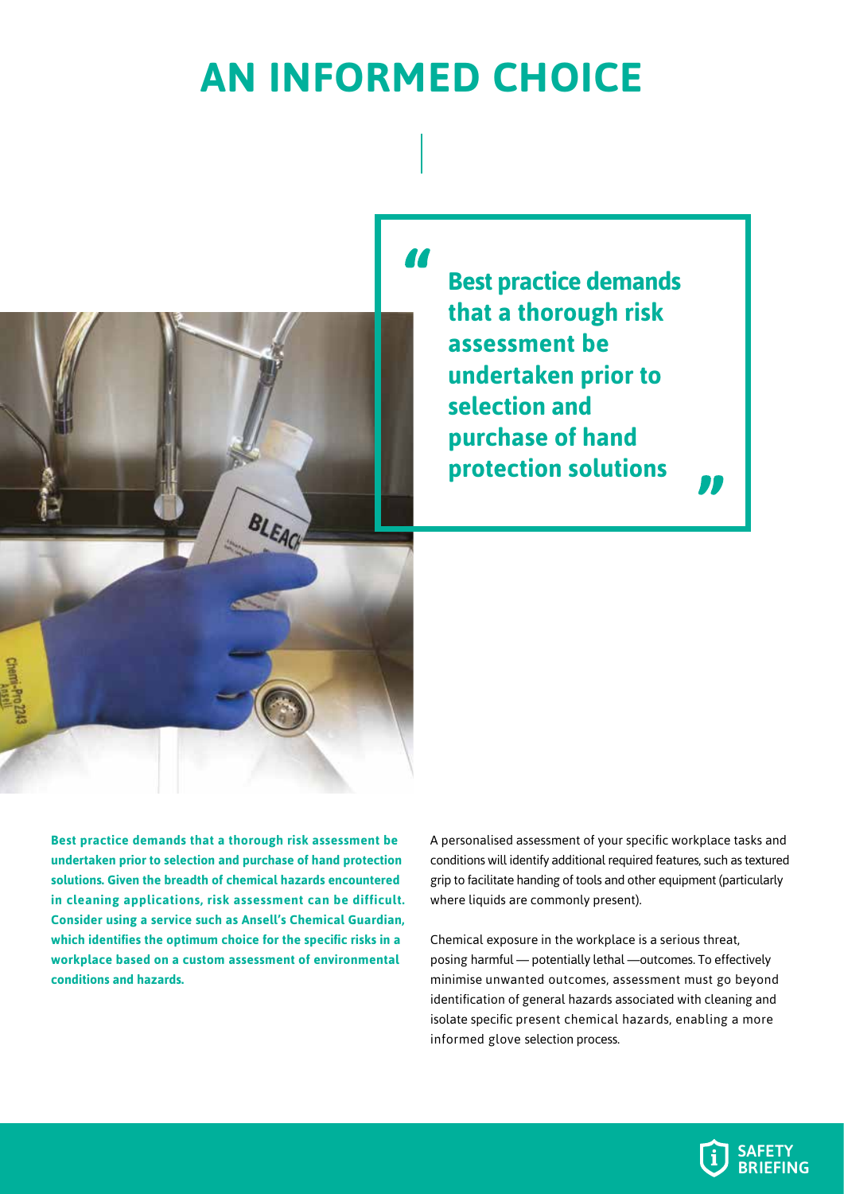# AN INFORMED CHOICE

> **Best practice demands that a thorough risk assessment be undertaken prior to selection and purchase of hand protection solutions**

**Best practice demands that a thorough risk assessment be undertaken prior to selection and purchase of hand protection solutions. Given the breadth of chemical hazards encountered in cleaning applications, risk assessment can be difficult. Consider using a service such as Ansell's Chemical Guardian, which identifies the optimum choice for the specific risks in a workplace based on a custom assessment of environmental conditions and hazards.**

A personalised assessment of your specific workplace tasks and conditions will identify additional required features, such as textured grip to facilitate handing of tools and other equipment (particularly where liquids are commonly present).

Chemical exposure in the workplace is a serious threat, posing harmful — potentially lethal —outcomes. To effectively minimise unwanted outcomes, assessment must go beyond identification of general hazards associated with cleaning and isolate specific present chemical hazards, enabling a more informed glove selection process.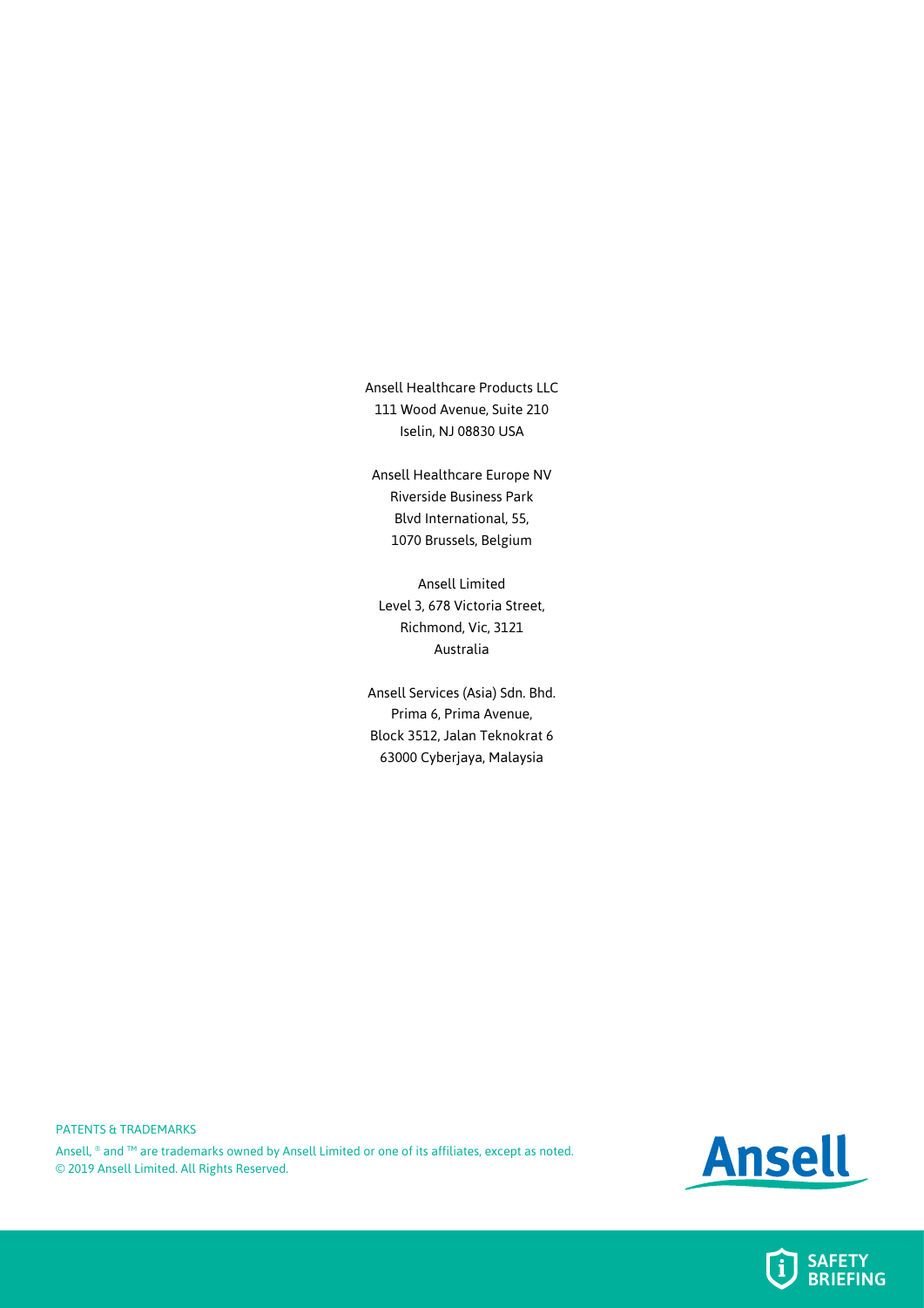Ansell Healthcare Products LLC
111 Wood Avenue, Suite 210
Iselin, NJ 08830 USA

Ansell Healthcare Europe NV
Riverside Business Park
Blvd International, 55,
1070 Brussels, Belgium

Ansell Limited
Level 3, 678 Victoria Street,
Richmond, Vic, 3121
Australia

Ansell Services (Asia) Sdn. Bhd.
Prima 6, Prima Avenue,
Block 3512, Jalan Teknokrat 6
63000 Cyberjaya, Malaysia

PATENTS & TRADEMARKS

Ansell, ® and ™ are trademarks owned by Ansell Limited or one of its affiliates, except as noted.
© 2019 Ansell Limited. All Rights Reserved.

Ansell

SAFETY BRIEFING